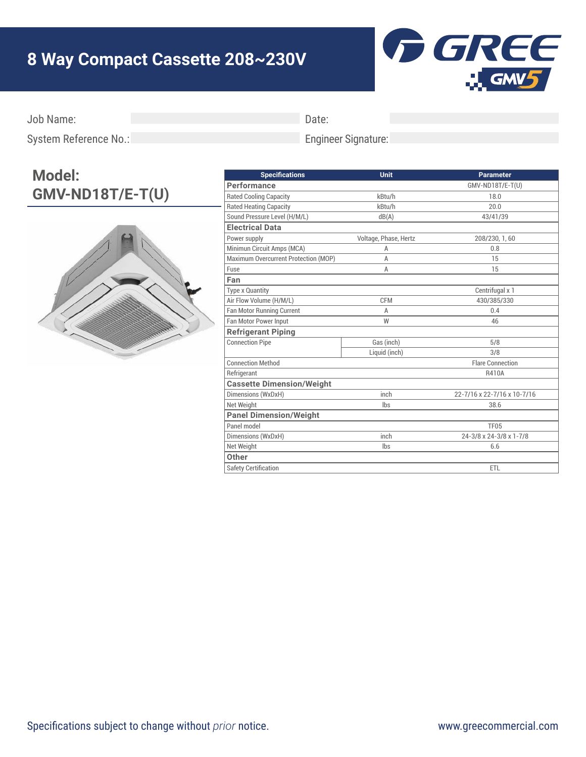# 8 Way Compact Cassette 208~230V

Job Name: 

Date: 

System Reference No.: 

Engineer Signature: 

## Model: GMV-ND18T/E-T(U)

| Specifications | Unit | Parameter |
|---|---|---|
| **Performance** | | GMV-ND18T/E-T(U) |
| Rated Cooling Capacity | kBtu/h | 18.0 |
| Rated Heating Capacity | kBtu/h | 20.0 |
| Sound Pressure Level (H/M/L) | dB(A) | 43/41/39 |
| **Electrical Data** | | |
| Power supply | Voltage, Phase, Hertz | 208/230, 1, 60 |
| Minimun Circuit Amps (MCA) | A | 0.8 |
| Maximum Overcurrent Protection (MOP) | A | 15 |
| Fuse | A | 15 |
| **Fan** | | |
| Type x Quantity | | Centrifugal x 1 |
| Air Flow Volume (H/M/L) | CFM | 430/385/330 |
| Fan Motor Running Current | A | 0.4 |
| Fan Motor Power Input | W | 46 |
| **Refrigerant Piping** | | |
| Connection Pipe | Gas (inch) | 5/8 |
| | Liquid (inch) | 3/8 |
| Connection Method | | Flare Connection |
| Refrigerant | | R410A |
| **Cassette Dimension/Weight** | | |
| Dimensions (WxDxH) | inch | 22-7/16 x 22-7/16 x 10-7/16 |
| Net Weight | lbs | 38.6 |
| **Panel Dimension/Weight** | | |
| Panel model | | TF05 |
| Dimensions (WxDxH) | inch | 24-3/8 x 24-3/8 x 1-7/8 |
| Net Weight | lbs | 6.6 |
| **Other** | | |
| Safety Certification | | ETL |

Specifications subject to change without *prior* notice.

www.greecommercial.com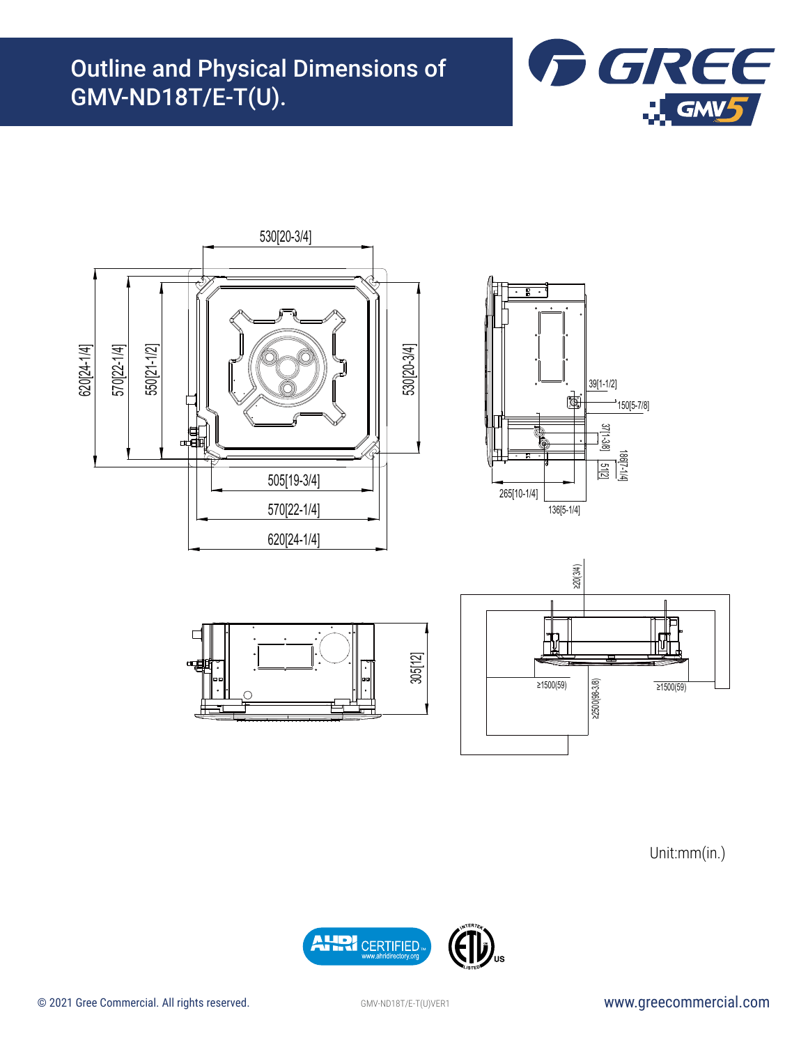# Outline and Physical Dimensions of GMV-ND18T/E-T(U).

530[20-3/4]

620[24-1/4]

570[22-1/4]

550[21-1/2]

530[20-3/4]

505[19-3/4]

570[22-1/4]

620[24-1/4]

39[1-1/2]

150[5-7/8]

37[1-3/8]

188[7-1/4]

51[2]

265[10-1/4]

136[5-1/4]

305[12]

≥20(3/4)

≥1500(59)

≥1500(59)

≥2500(98-3/8)

Unit:mm(in.)

© 2021 Gree Commercial. All rights reserved.

GMV-ND18T/E-T(U)VER1

www.greecommercial.com